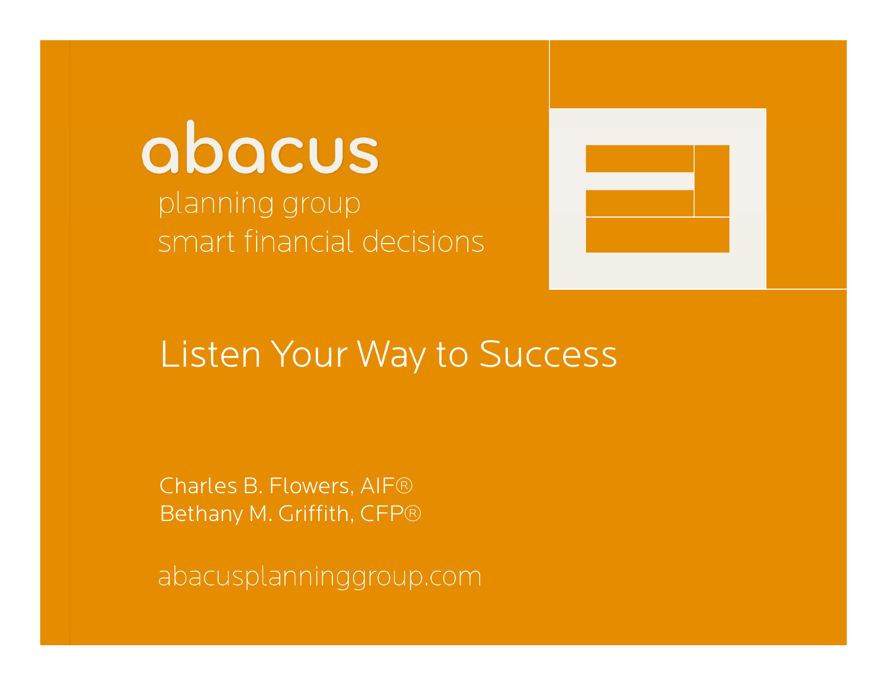abacus

planning group
smart financial decisions

# Listen Your Way to Success

Charles B. Flowers, AIF®
Bethany M. Griffith, CFP®

abacusplanninggroup.com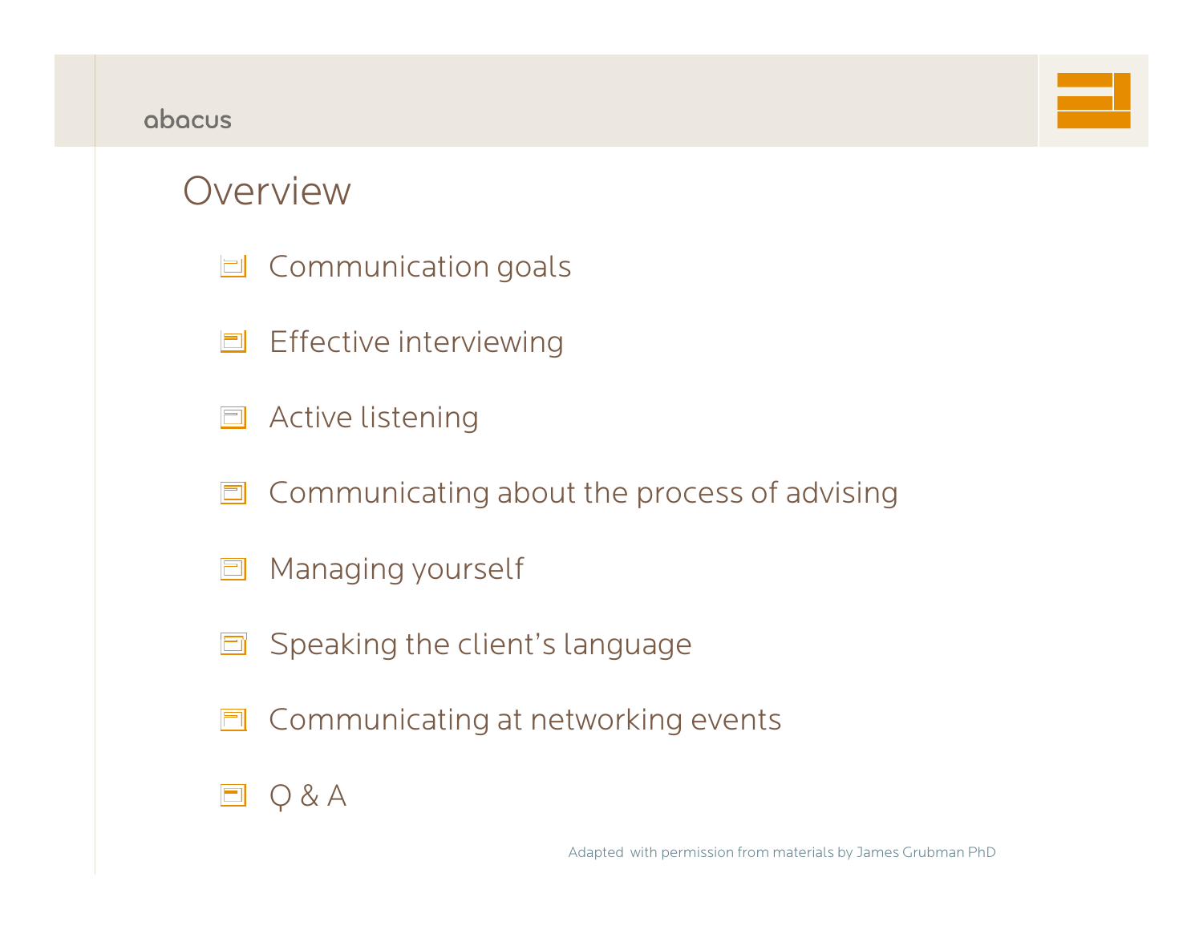# Overview

- Communication goals
- Effective interviewing
- Active listening
- Communicating about the process of advising
- Managing yourself
- Speaking the client's language
- Communicating at networking events
- Q & A

Adapted with permission from materials by James Grubman PhD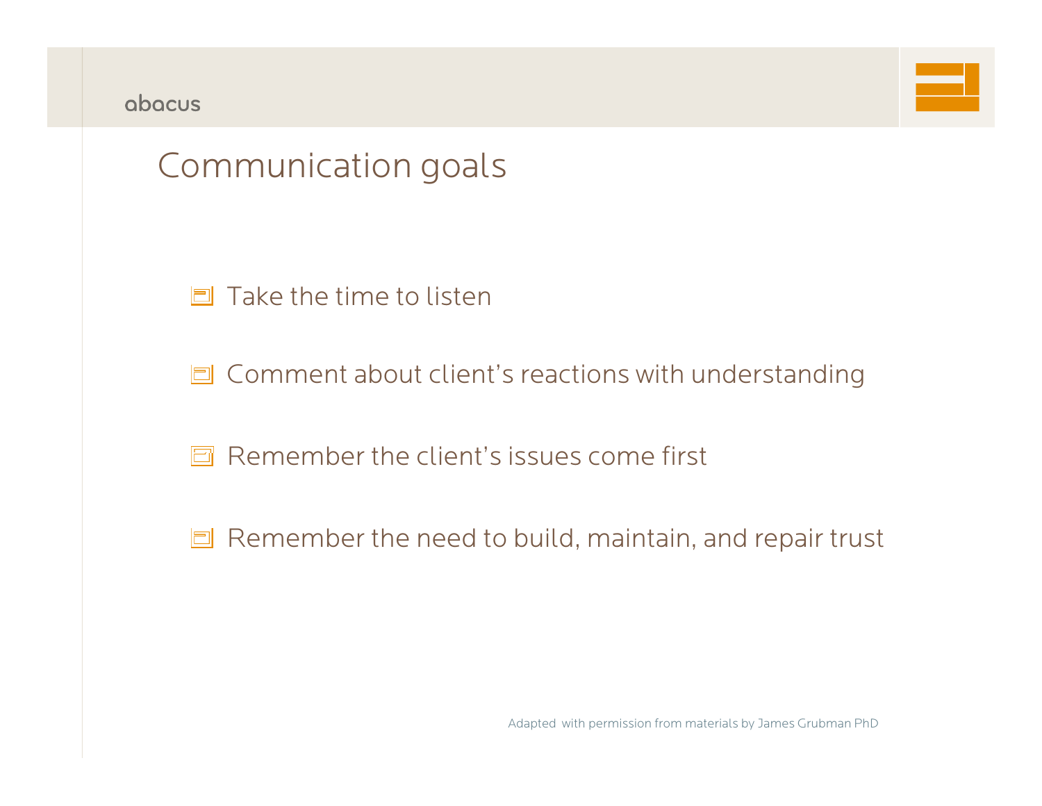## Communication goals

- Take the time to listen
- Comment about client's reactions with understanding
- Remember the client's issues come first
- Remember the need to build, maintain, and repair trust

Adapted with permission from materials by James Grubman PhD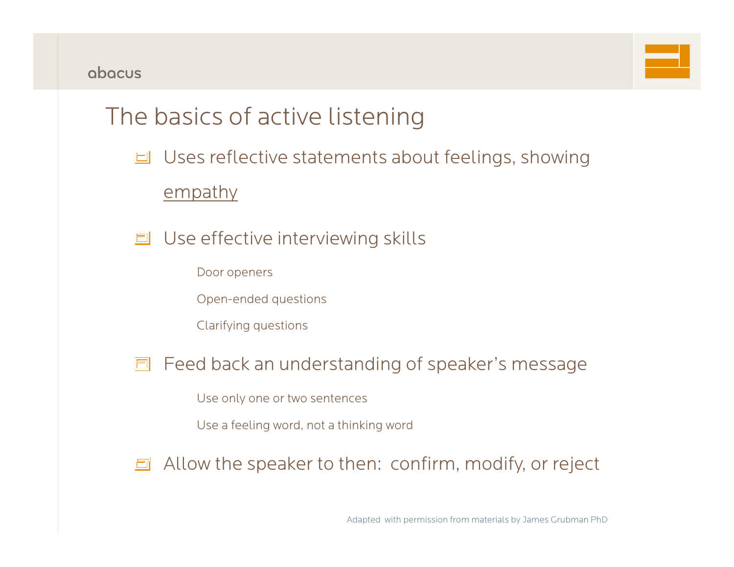# The basics of active listening

- Uses reflective statements about feelings, showing empathy
- Use effective interviewing skills
  - Door openers
  - Open-ended questions
  - Clarifying questions
- Feed back an understanding of speaker's message
  - Use only one or two sentences
  - Use a feeling word, not a thinking word
- Allow the speaker to then: confirm, modify, or reject

Adapted with permission from materials by James Grubman PhD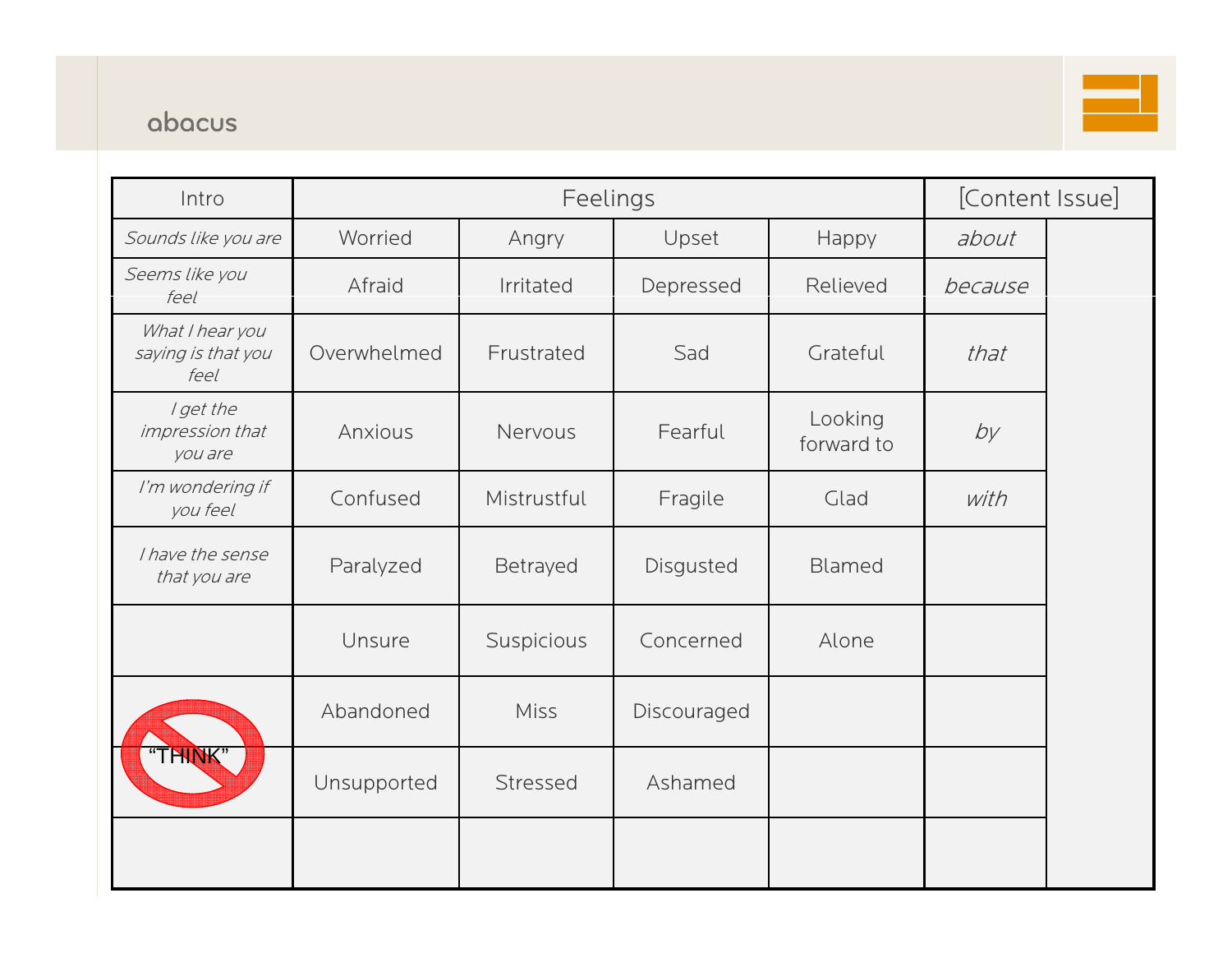| Intro | Feelings | | | | [Content Issue] | |
|---|---|---|---|---|---|---|
| *Sounds like you are* | Worried | Angry | Upset | Happy | *about* | |
| *Seems like you feel* | Afraid | Irritated | Depressed | Relieved | *because* | |
| *What I hear you saying is that you feel* | Overwhelmed | Frustrated | Sad | Grateful | *that* | |
| *I get the impression that you are* | Anxious | Nervous | Fearful | Looking forward to | *by* | |
| *I'm wondering if you feel* | Confused | Mistrustful | Fragile | Glad | *with* | |
| *I have the sense that you are* | Paralyzed | Betrayed | Disgusted | Blamed | | |
| | Unsure | Suspicious | Concerned | Alone | | |
| | Abandoned | Miss | Discouraged | | | |
| "THINK" | Unsupported | Stressed | Ashamed | | | |
| | | | | | | |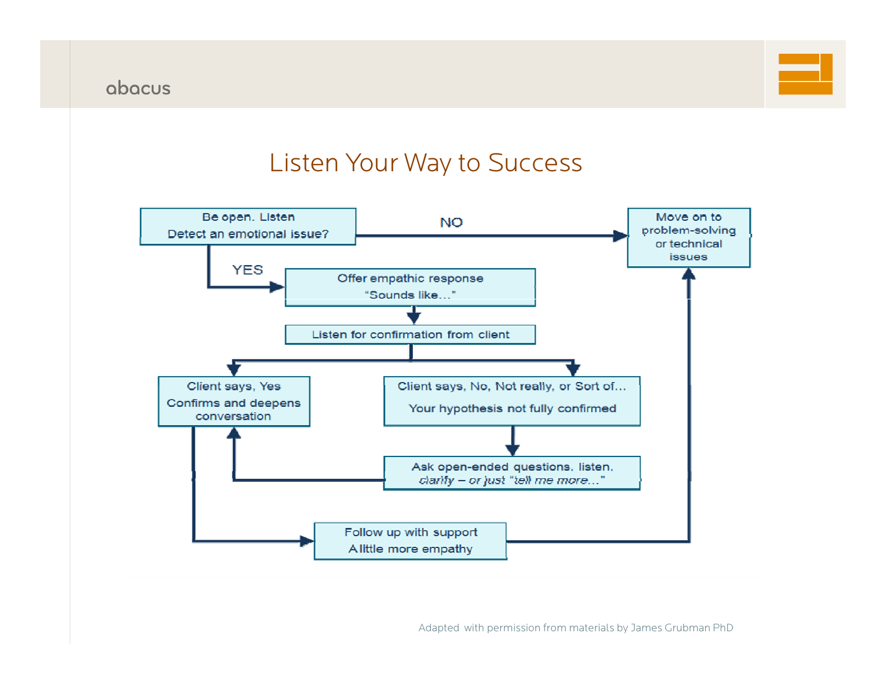# Listen Your Way to Success

Be open. Listen
Detect an emotional issue?

NO

Move on to problem-solving or technical issues

YES

Offer empathic response
"Sounds like…"

Listen for confirmation from client

Client says, Yes
Confirms and deepens conversation

Client says, No, Not really, or Sort of…
Your hypothesis not fully confirmed

Ask open-ended questions, listen, *clarify – or just "tell me more…"*

Follow up with support
A little more empathy

Adapted with permission from materials by James Grubman PhD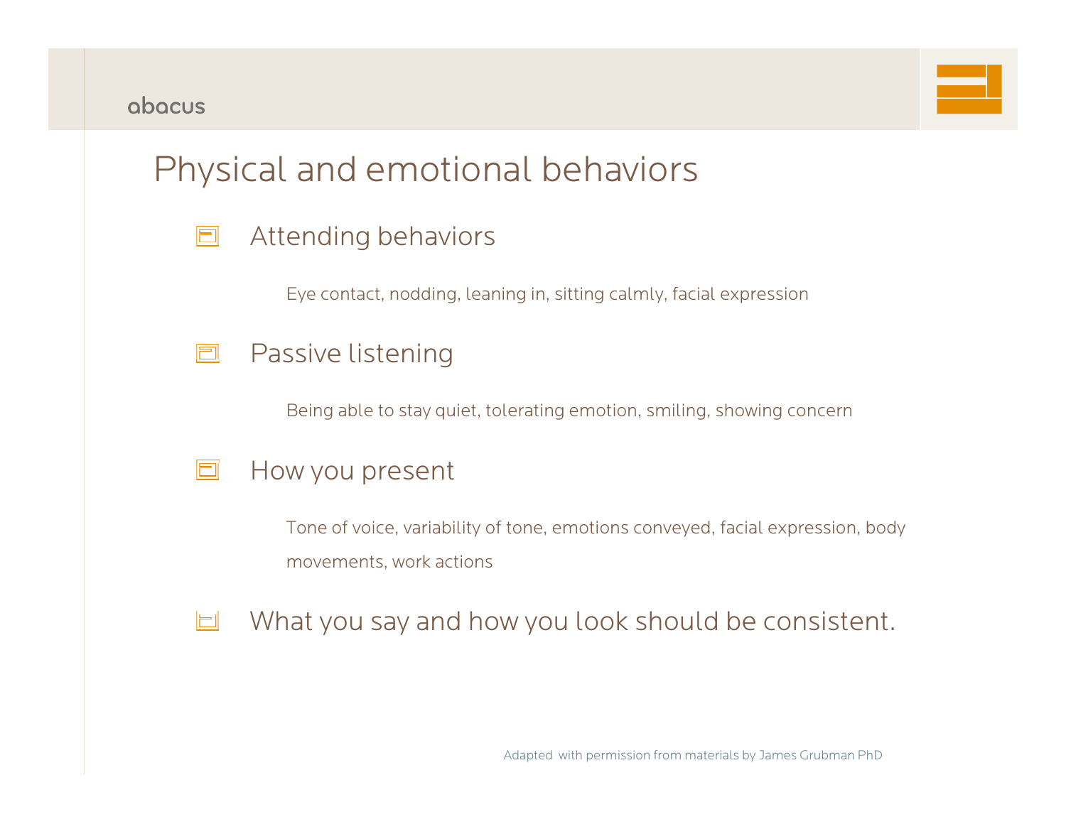# Physical and emotional behaviors

- Attending behaviors

  Eye contact, nodding, leaning in, sitting calmly, facial expression

- Passive listening

  Being able to stay quiet, tolerating emotion, smiling, showing concern

- How you present

  Tone of voice, variability of tone, emotions conveyed, facial expression, body movements, work actions

- What you say and how you look should be consistent.

Adapted with permission from materials by James Grubman PhD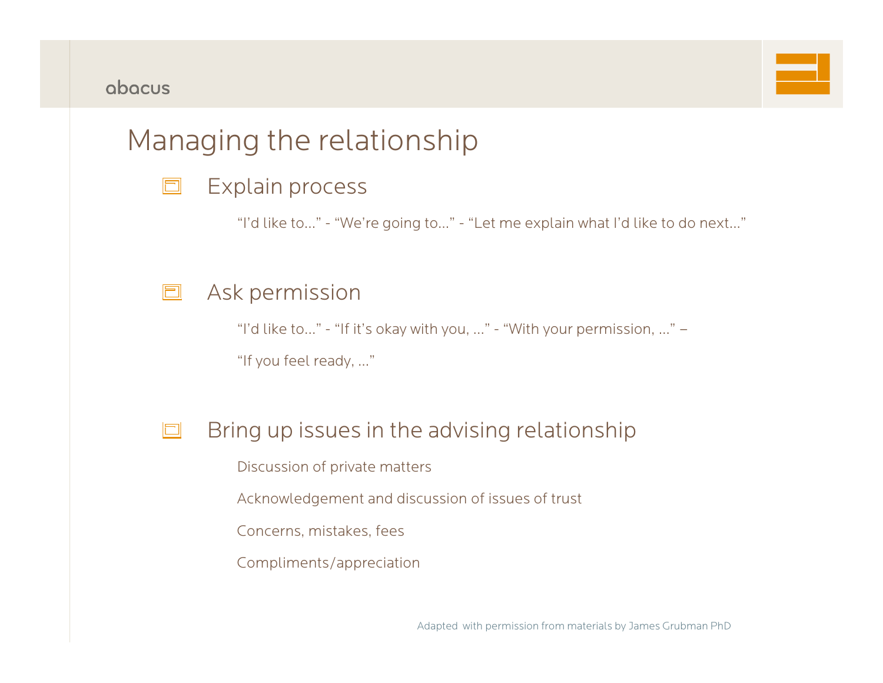# Managing the relationship

- Explain process

  "I'd like to..." - "We're going to..." - "Let me explain what I'd like to do next..."

- Ask permission

  "I'd like to..." - "If it's okay with you, ..." - "With your permission, ..." –

  "If you feel ready, ..."

- Bring up issues in the advising relationship

  Discussion of private matters

  Acknowledgement and discussion of issues of trust

  Concerns, mistakes, fees

  Compliments/appreciation

Adapted with permission from materials by James Grubman PhD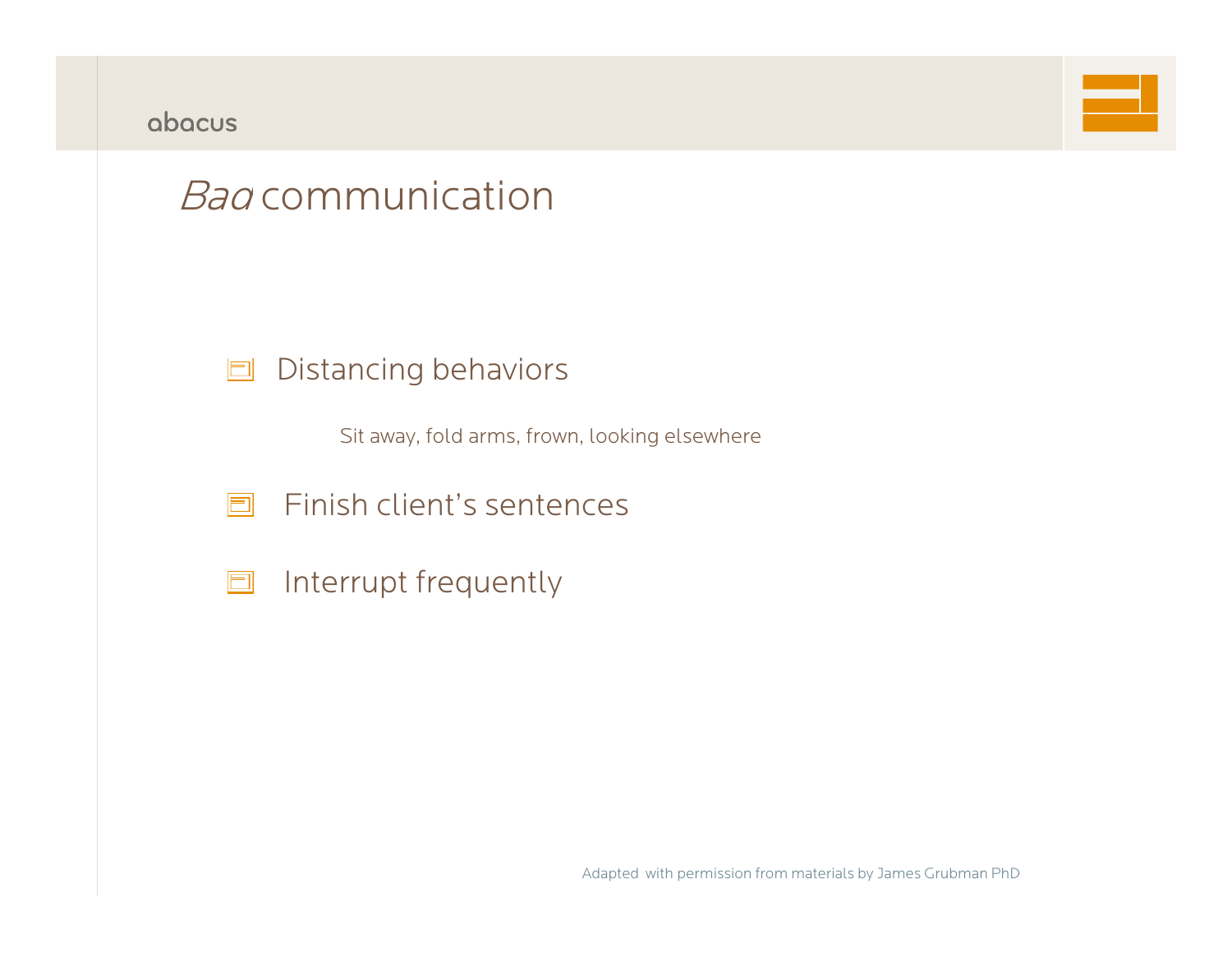# *Bad* communication

- Distancing behaviors

  Sit away, fold arms, frown, looking elsewhere

- Finish client's sentences
- Interrupt frequently

Adapted with permission from materials by James Grubman PhD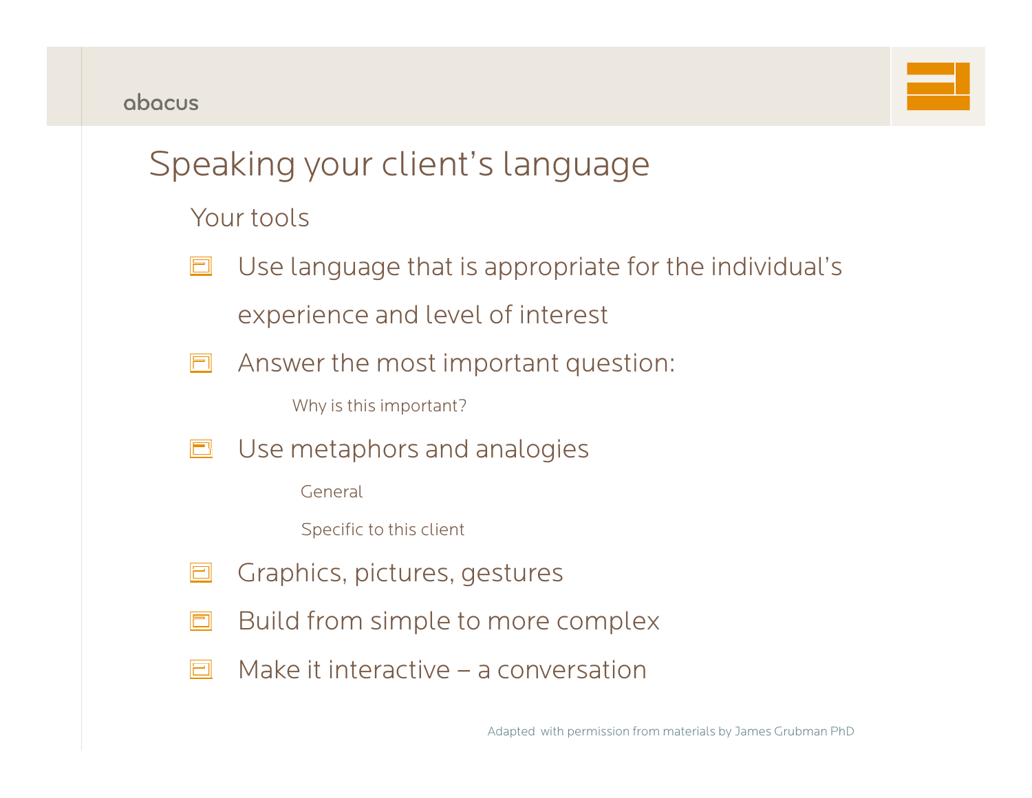# Speaking your client's language

## Your tools

- Use language that is appropriate for the individual's experience and level of interest
- Answer the most important question:
  - Why is this important?
- Use metaphors and analogies
  - General
  - Specific to this client
- Graphics, pictures, gestures
- Build from simple to more complex
- Make it interactive – a conversation

Adapted with permission from materials by James Grubman PhD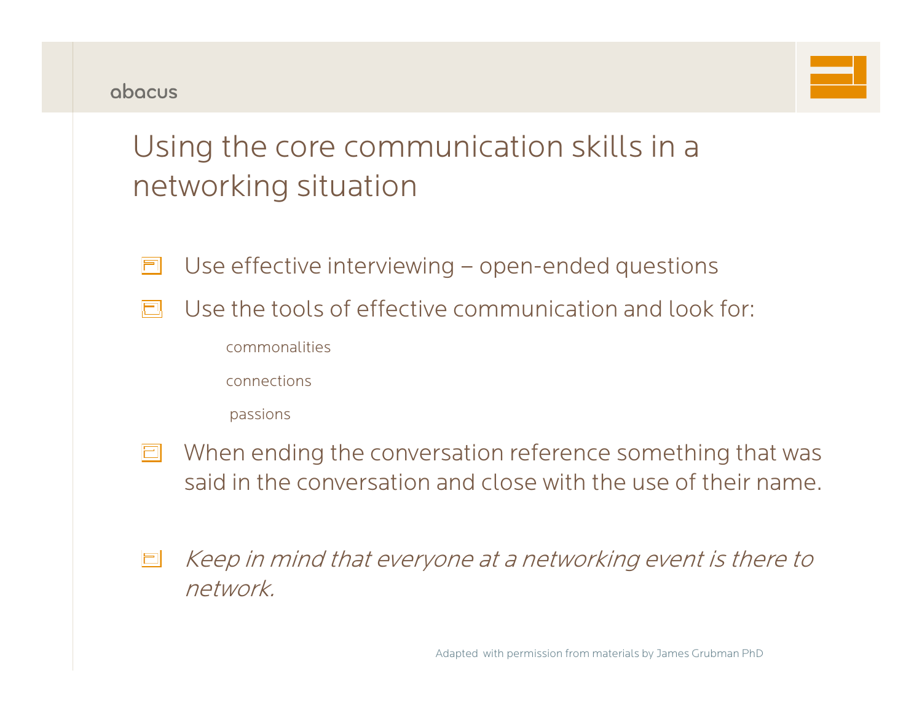# Using the core communication skills in a networking situation

- Use effective interviewing – open-ended questions
- Use the tools of effective communication and look for:
  - commonalities
  - connections
  - passions
- When ending the conversation reference something that was said in the conversation and close with the use of their name.

- *Keep in mind that everyone at a networking event is there to network.*

Adapted with permission from materials by James Grubman PhD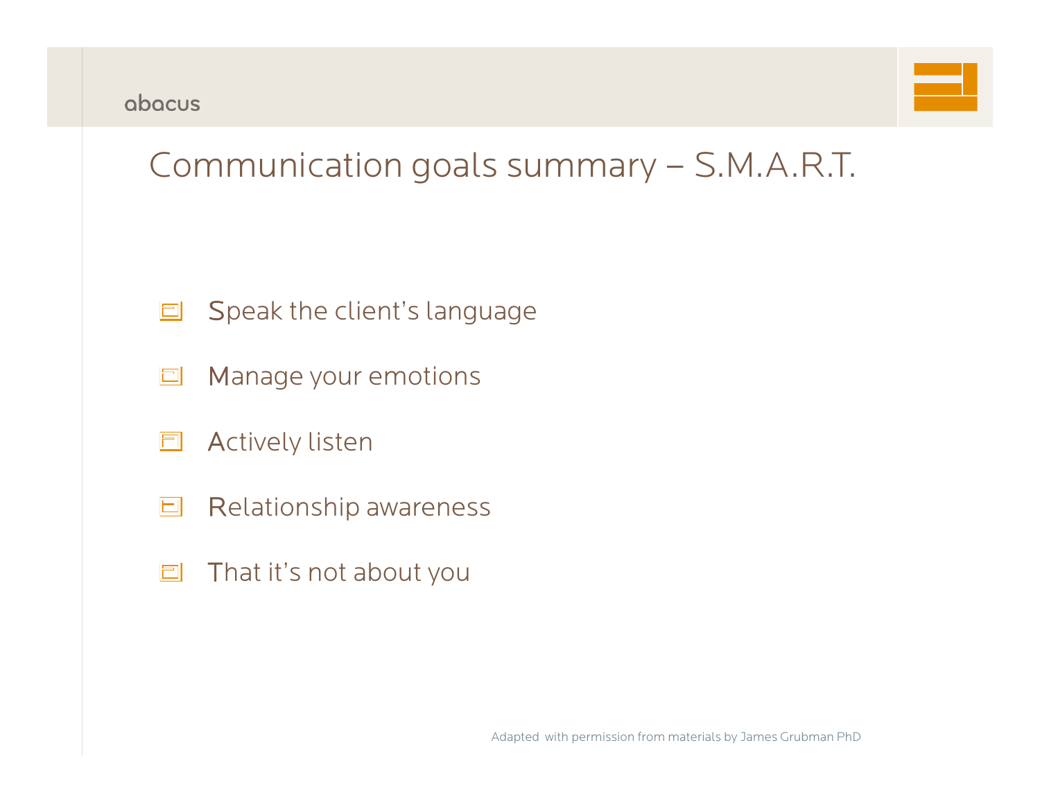# Communication goals summary – S.M.A.R.T.

- Speak the client's language
- Manage your emotions
- Actively listen
- Relationship awareness
- That it's not about you

Adapted with permission from materials by James Grubman PhD